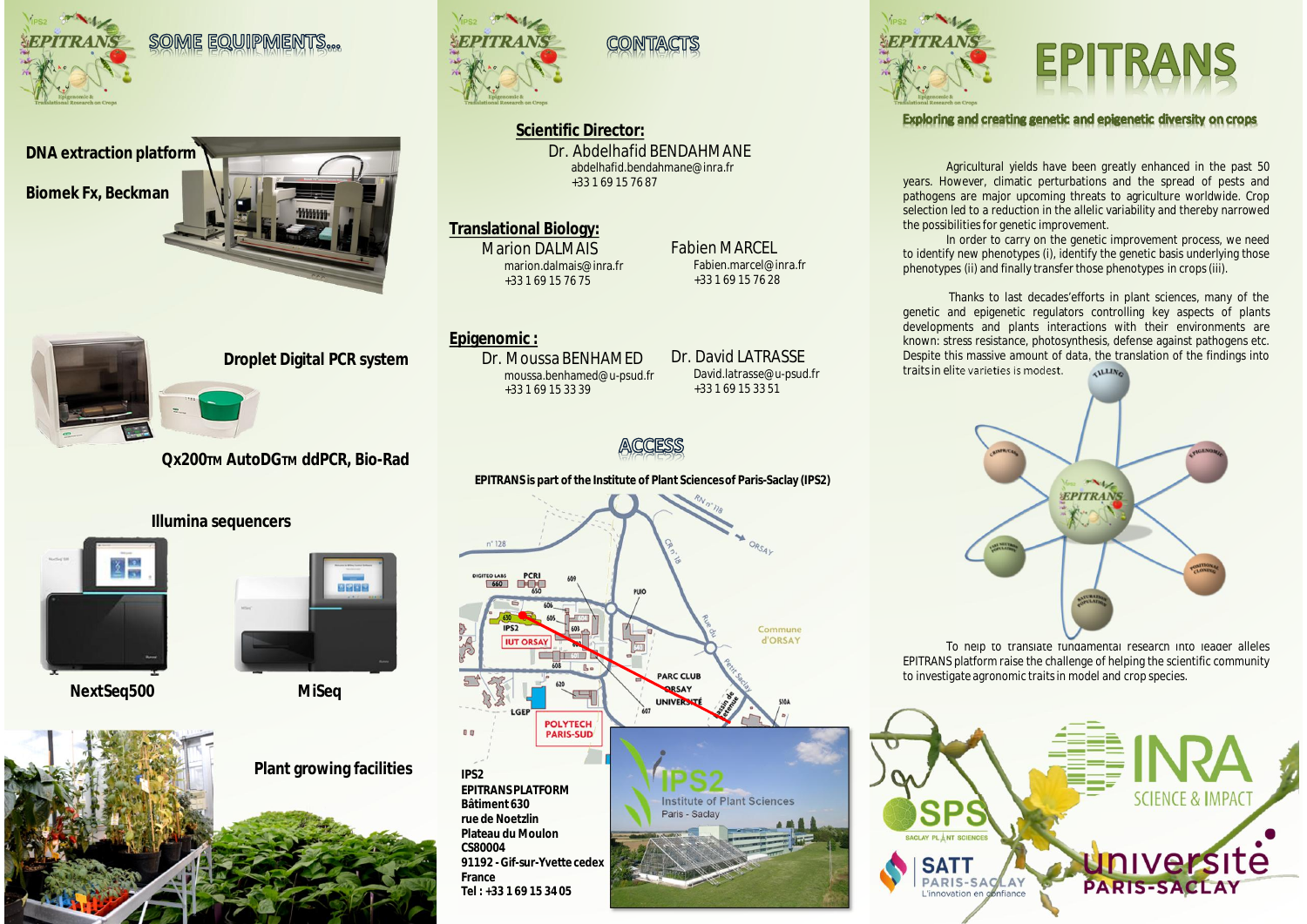# SOME EQUIPMENTS...

**DNA extraction platform**

**Biomek Fx, Beckman**

**Droplet Digital PCR system**

**Qx200™ AutoDG™ ddPCR, Bio-Rad**

**Illumina sequencers**

**NextSeq500**

**MiSeq**

**Plant growing facilities**

# CONTACTS

**Scientific Director:**

Dr. Abdelhafid BENDAHMANE
abdelhafid.bendahmane@inra.fr
+33 1 69 15 76 87

**Translational Biology:**

Marion DALMAIS
marion.dalmais@inra.fr
+33 1 69 15 76 75

Fabien MARCEL
Fabien.marcel@inra.fr
+33 1 69 15 76 28

**Epigenomic :**

Dr. Moussa BENHAMED
moussa.benhamed@u-psud.fr
+33 1 69 15 33 39

Dr. David LATRASSE
David.latrasse@u-psud.fr
+33 1 69 15 33 51

# ACCESS

**EPITRANS is part of the Institute of Plant Sciences of Paris-Saclay (IPS2)**

**IPS2**
**EPITRANS PLATFORM**
**Bâtiment 630**
**rue de Noetzlin**
**Plateau du Moulon**
**CS80004**
**91192 - Gif-sur-Yvette cedex**
**France**
**Tel : +33 1 69 15 34 05**

# EPITRANS

**Exploring and creating genetic and epigenetic diversity on crops**

Agricultural yields have been greatly enhanced in the past 50 years. However, climatic perturbations and the spread of pests and pathogens are major upcoming threats to agriculture worldwide. Crop selection led to a reduction in the allelic variability and thereby narrowed the possibilities for genetic improvement.

In order to carry on the genetic improvement process, we need to identify new phenotypes (i), identify the genetic basis underlying those phenotypes (ii) and finally transfer those phenotypes in crops (iii).

Thanks to last decades'efforts in plant sciences, many of the genetic and epigenetic regulators controlling key aspects of plants developments and plants interactions with their environments are known: stress resistance, photosynthesis, defense against pathogens etc. Despite this massive amount of data, the translation of the findings into traits in elite varieties is modest.

To help to translate fundamental research into leader alleles EPITRANS platform raise the challenge of helping the scientific community to investigate agronomic traits in model and crop species.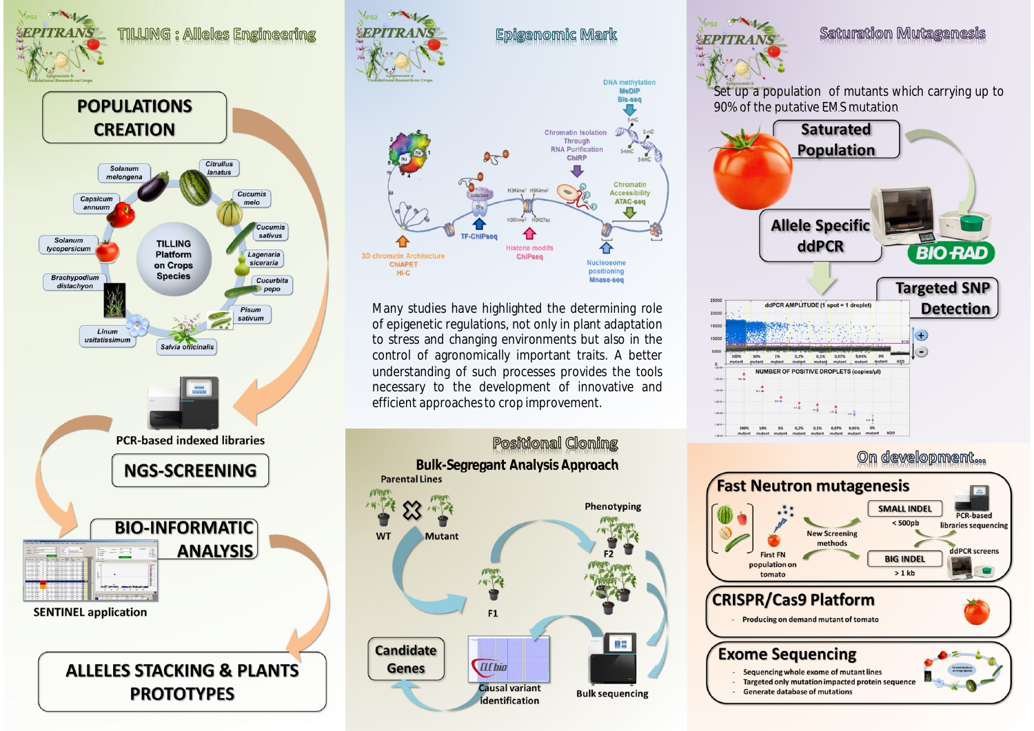# TILLING : Alleles Engineering

## POPULATIONS CREATION

Solanum melongena

Citrullus lanatus

Cucumis melo

Cucumis sativus

Lagenaria siceraria

Cucurbita pepo

Pisum sativum

Salvia officinalis

Linum usitatissimum

Brachypodium distachyon

Solanum lycopersicum

Capsicum annuum

TILLING Platform on Crops Species

PCR-based indexed libraries

## NGS-SCREENING

## BIO-INFORMATIC ANALYSIS

SENTINEL application

## ALLELES STACKING & PLANTS PROTOTYPES

# Epigenomic Mark

DNA methylation
MeDIP
Bis-seq

Chromatin Isolation Through RNA Purification
ChIRP

Chromatin Accessibility
ATAC-seq

3D chromatin Architecture
ChIAPET
Hi-C

TF-ChIPseq

Histone modifs
ChIPseq

Nucleosome positioning
Mnase-seq

Many studies have highlighted the determining role of epigenetic regulations, not only in plant adaptation to stress and changing environments but also in the control of agronomically important traits. A better understanding of such processes provides the tools necessary to the development of innovative and efficient approaches to crop improvement.

# Saturation Mutagenesis

Set up a population of mutants which carrying up to 90% of the putative EMS mutation

## Saturated Population

## Allele Specific ddPCR

## Targeted SNP Detection

ddPCR AMPLITUDE (1 spot = 1 droplet)

NUMBER OF POSITIVE DROPLETS (copies/µl)

100% mutant, 10% mutant, 1% mutant, 0,2% mutant, 0,1% mutant, 0,07% mutant, 0,05% mutant, 0% mutant, H2O

# Positional Cloning

## Bulk-Segregant Analysis Approach

Parental Lines

WT

Mutant

F1

Phenotyping

F2

Bulk sequencing

Causal variant identification

Candidate Genes

# On development...

## Fast Neutron mutagenesis

First FN population on tomato

New Screening methods

SMALL INDEL < 500pb

BIG INDEL > 1 kb

PCR-based libraries sequencing

ddPCR screens

## CRISPR/Cas9 Platform

- Producing on demand mutant of tomato

## Exome Sequencing

- Sequencing whole exome of mutant lines
- Targeted only mutation impacted protein sequence
- Generate database of mutations